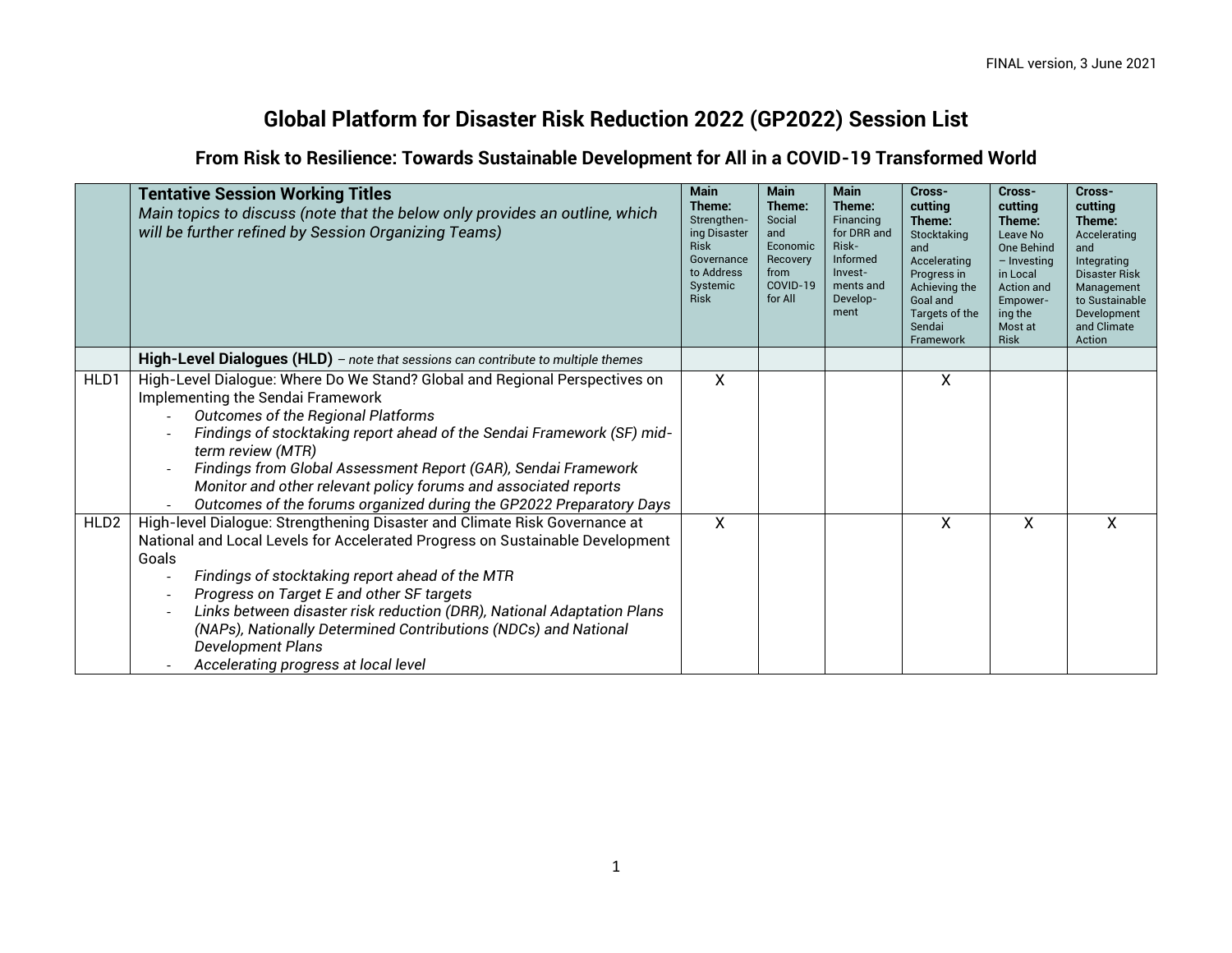FINAL version, 3 June 2021

# Global Platform for Disaster Risk Reduction 2022 (GP2022) Session List

## From Risk to Resilience: Towards Sustainable Development for All in a COVID-19 Transformed World

| | **Tentative Session Working Titles**<br>*Main topics to discuss (note that the below only provides an outline, which will be further refined by Session Organizing Teams)* | **Main Theme:** Strengthening Disaster Risk Governance to Address Systemic Risk | **Main Theme:** Social and Economic Recovery from COVID-19 for All | **Main Theme:** Financing for DRR and Risk-Informed Investments and Development | **Cross-cutting Theme:** Stocktaking and Accelerating Progress in Achieving the Goal and Targets of the Sendai Framework | **Cross-cutting Theme:** Leave No One Behind – Investing in Local Action and Empowering the Most at Risk | **Cross-cutting Theme:** Accelerating and Integrating Disaster Risk Management to Sustainable Development and Climate Action |
|---|---|---|---|---|---|---|---|
| | **High-Level Dialogues (HLD)** *– note that sessions can contribute to multiple themes* | | | | | | |
| HLD1 | High-Level Dialogue: Where Do We Stand? Global and Regional Perspectives on Implementing the Sendai Framework<br>- *Outcomes of the Regional Platforms*<br>- *Findings of stocktaking report ahead of the Sendai Framework (SF) mid-term review (MTR)*<br>- *Findings from Global Assessment Report (GAR), Sendai Framework Monitor and other relevant policy forums and associated reports*<br>- *Outcomes of the forums organized during the GP2022 Preparatory Days* | X | | | X | | |
| HLD2 | High-level Dialogue: Strengthening Disaster and Climate Risk Governance at National and Local Levels for Accelerated Progress on Sustainable Development Goals<br>- *Findings of stocktaking report ahead of the MTR*<br>- *Progress on Target E and other SF targets*<br>- *Links between disaster risk reduction (DRR), National Adaptation Plans (NAPs), Nationally Determined Contributions (NDCs) and National Development Plans*<br>- *Accelerating progress at local level* | X | | | X | X | X |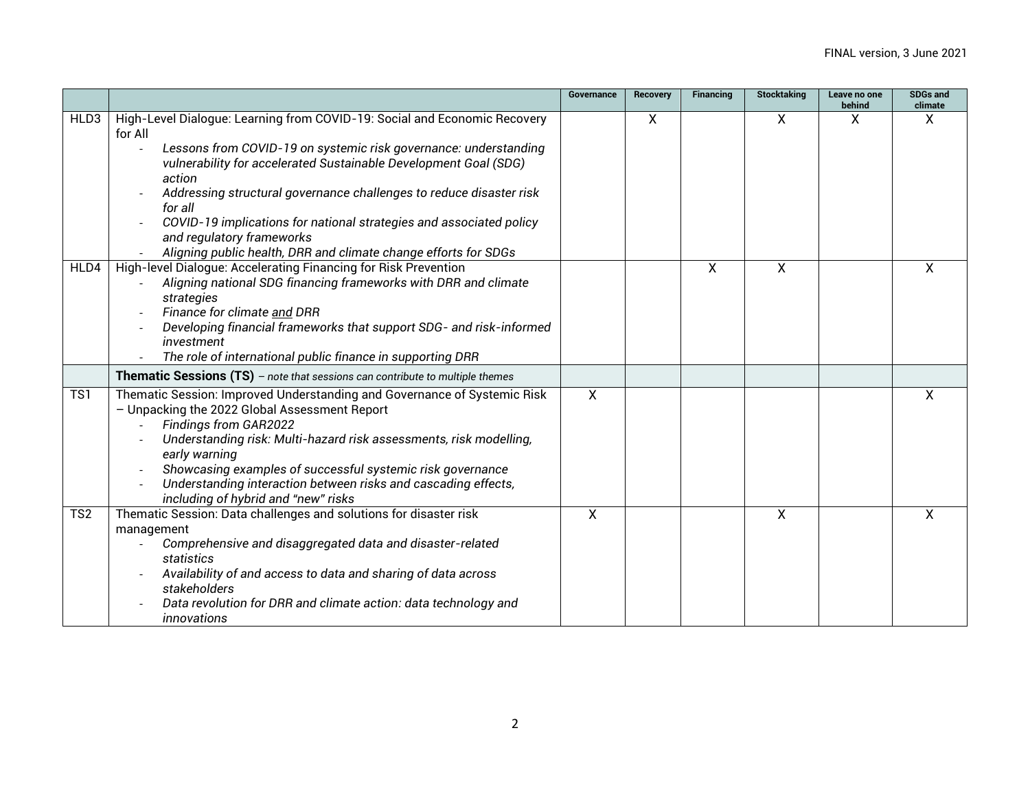FINAL version, 3 June 2021

| | | Governance | Recovery | Financing | Stocktaking | Leave no one behind | SDGs and climate |
|---|---|---|---|---|---|---|---|
| HLD3 | High-Level Dialogue: Learning from COVID-19: Social and Economic Recovery for All<br>- *Lessons from COVID-19 on systemic risk governance: understanding vulnerability for accelerated Sustainable Development Goal (SDG) action*<br>- *Addressing structural governance challenges to reduce disaster risk for all*<br>- *COVID-19 implications for national strategies and associated policy and regulatory frameworks*<br>- *Aligning public health, DRR and climate change efforts for SDGs* | | X | | X | X | X |
| HLD4 | High-level Dialogue: Accelerating Financing for Risk Prevention<br>- *Aligning national SDG financing frameworks with DRR and climate strategies*<br>- *Finance for climate <u>and</u> DRR*<br>- *Developing financial frameworks that support SDG- and risk-informed investment*<br>- *The role of international public finance in supporting DRR* | | | X | X | | X |
| | **Thematic Sessions (TS)** – *note that sessions can contribute to multiple themes* | | | | | | |
| TS1 | Thematic Session: Improved Understanding and Governance of Systemic Risk – Unpacking the 2022 Global Assessment Report<br>- *Findings from GAR2022*<br>- *Understanding risk: Multi-hazard risk assessments, risk modelling, early warning*<br>- *Showcasing examples of successful systemic risk governance*<br>- *Understanding interaction between risks and cascading effects, including of hybrid and "new" risks* | X | | | | | X |
| TS2 | Thematic Session: Data challenges and solutions for disaster risk management<br>- *Comprehensive and disaggregated data and disaster-related statistics*<br>- *Availability of and access to data and sharing of data across stakeholders*<br>- *Data revolution for DRR and climate action: data technology and innovations* | X | | | X | | X |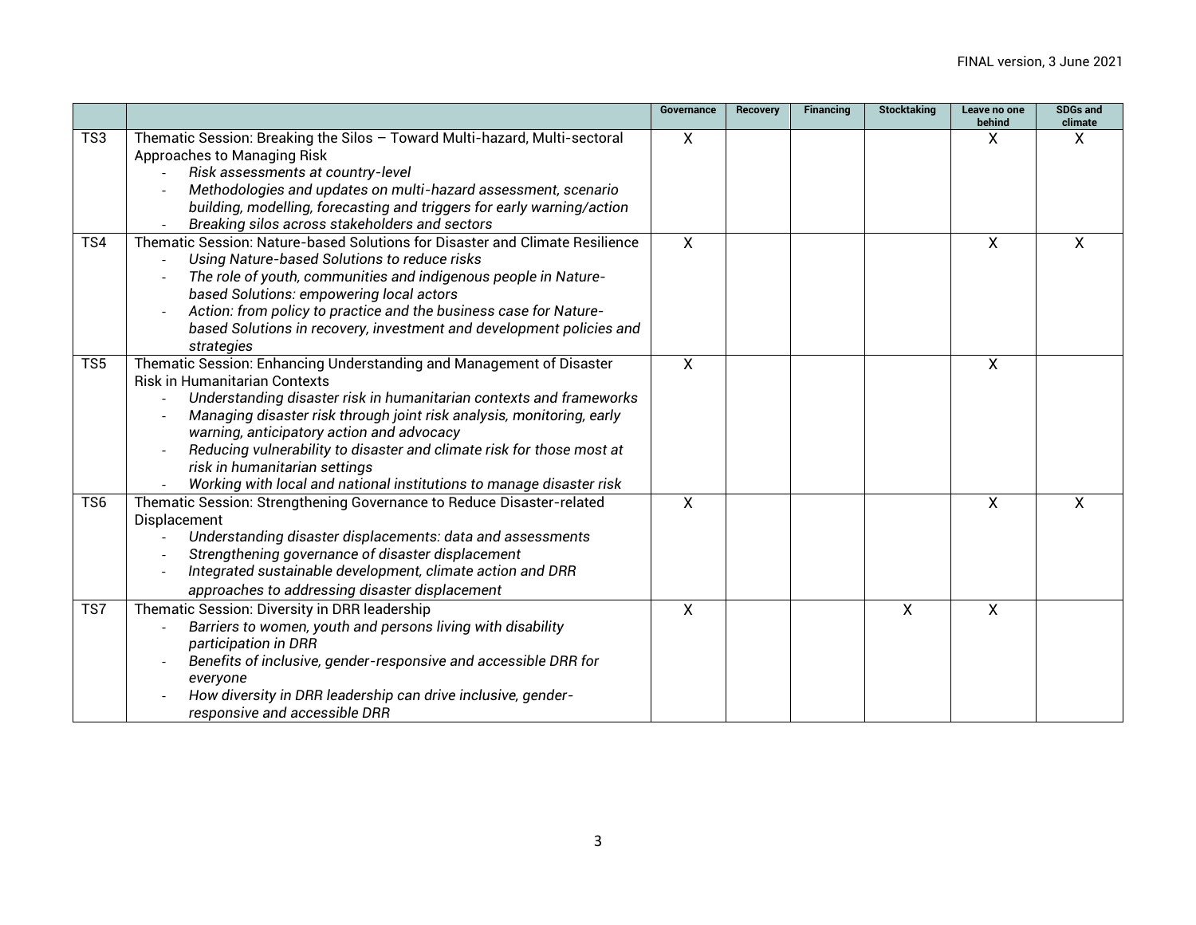| | | Governance | Recovery | Financing | Stocktaking | Leave no one behind | SDGs and climate |
|---|---|---|---|---|---|---|---|
| TS3 | Thematic Session: Breaking the Silos – Toward Multi-hazard, Multi-sectoral Approaches to Managing Risk<br>- *Risk assessments at country-level*<br>- *Methodologies and updates on multi-hazard assessment, scenario building, modelling, forecasting and triggers for early warning/action*<br>- *Breaking silos across stakeholders and sectors* | X | | | | X | X |
| TS4 | Thematic Session: Nature-based Solutions for Disaster and Climate Resilience<br>- *Using Nature-based Solutions to reduce risks*<br>- *The role of youth, communities and indigenous people in Nature-based Solutions: empowering local actors*<br>- *Action: from policy to practice and the business case for Nature-based Solutions in recovery, investment and development policies and strategies* | X | | | | X | X |
| TS5 | Thematic Session: Enhancing Understanding and Management of Disaster Risk in Humanitarian Contexts<br>- *Understanding disaster risk in humanitarian contexts and frameworks*<br>- *Managing disaster risk through joint risk analysis, monitoring, early warning, anticipatory action and advocacy*<br>- *Reducing vulnerability to disaster and climate risk for those most at risk in humanitarian settings*<br>- *Working with local and national institutions to manage disaster risk* | X | | | | X | |
| TS6 | Thematic Session: Strengthening Governance to Reduce Disaster-related Displacement<br>- *Understanding disaster displacements: data and assessments*<br>- *Strengthening governance of disaster displacement*<br>- *Integrated sustainable development, climate action and DRR approaches to addressing disaster displacement* | X | | | | X | X |
| TS7 | Thematic Session: Diversity in DRR leadership<br>- *Barriers to women, youth and persons living with disability participation in DRR*<br>- *Benefits of inclusive, gender-responsive and accessible DRR for everyone*<br>- *How diversity in DRR leadership can drive inclusive, gender-responsive and accessible DRR* | X | | | X | X | |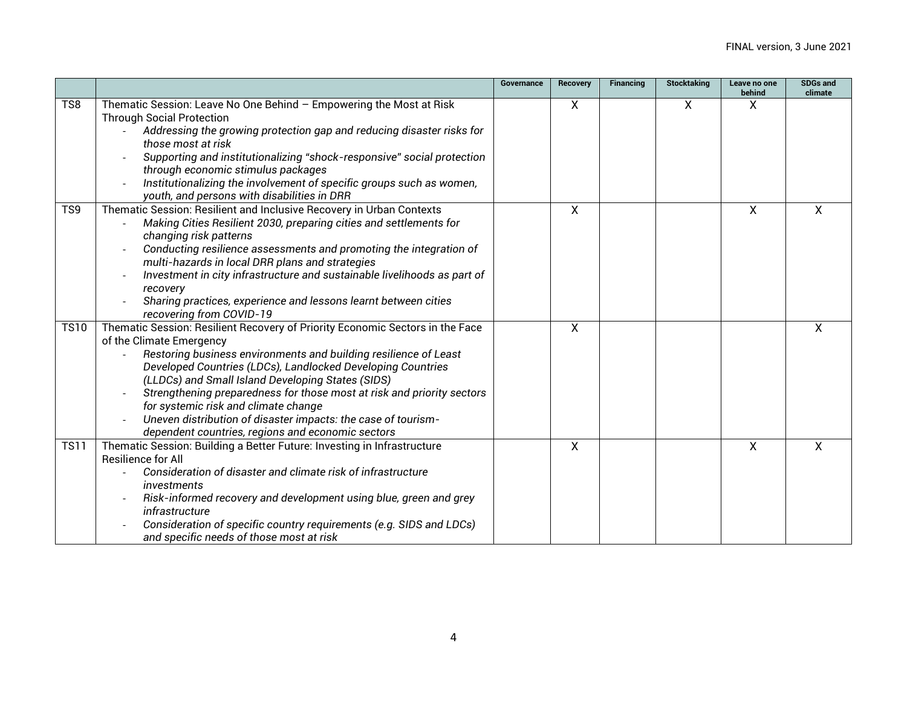| | | Governance | Recovery | Financing | Stocktaking | Leave no one behind | SDGs and climate |
|---|---|---|---|---|---|---|---|
| TS8 | Thematic Session: Leave No One Behind – Empowering the Most at Risk Through Social Protection<br>- *Addressing the growing protection gap and reducing disaster risks for those most at risk*<br>- *Supporting and institutionalizing "shock-responsive" social protection through economic stimulus packages*<br>- *Institutionalizing the involvement of specific groups such as women, youth, and persons with disabilities in DRR* | | X | | X | X | |
| TS9 | Thematic Session: Resilient and Inclusive Recovery in Urban Contexts<br>- *Making Cities Resilient 2030, preparing cities and settlements for changing risk patterns*<br>- *Conducting resilience assessments and promoting the integration of multi-hazards in local DRR plans and strategies*<br>- *Investment in city infrastructure and sustainable livelihoods as part of recovery*<br>- *Sharing practices, experience and lessons learnt between cities recovering from COVID-19* | | X | | | X | X |
| TS10 | Thematic Session: Resilient Recovery of Priority Economic Sectors in the Face of the Climate Emergency<br>- *Restoring business environments and building resilience of Least Developed Countries (LDCs), Landlocked Developing Countries (LLDCs) and Small Island Developing States (SIDS)*<br>- *Strengthening preparedness for those most at risk and priority sectors for systemic risk and climate change*<br>- *Uneven distribution of disaster impacts: the case of tourism-dependent countries, regions and economic sectors* | | X | | | | X |
| TS11 | Thematic Session: Building a Better Future: Investing in Infrastructure Resilience for All<br>- *Consideration of disaster and climate risk of infrastructure investments*<br>- *Risk-informed recovery and development using blue, green and grey infrastructure*<br>- *Consideration of specific country requirements (e.g. SIDS and LDCs) and specific needs of those most at risk* | | X | | | X | X |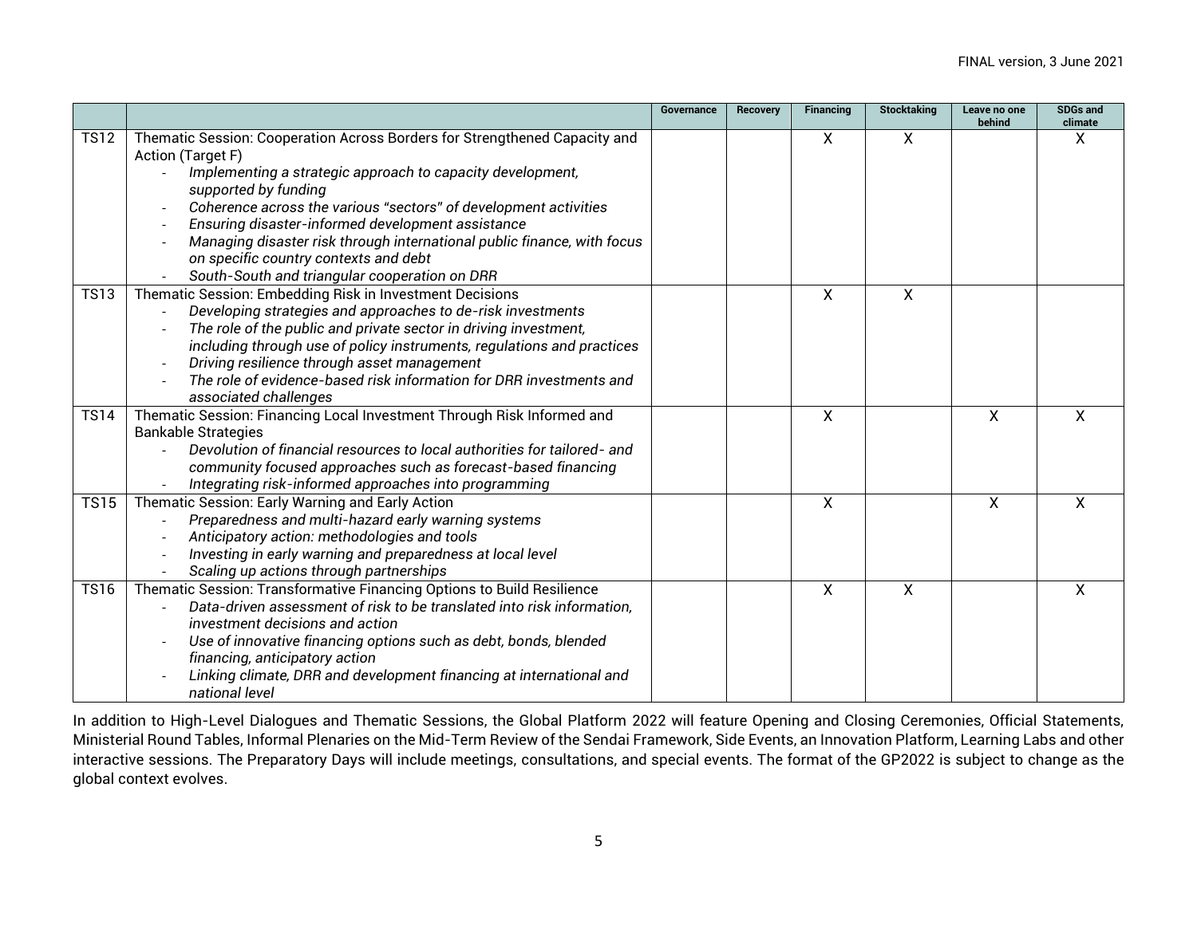| | | Governance | Recovery | Financing | Stocktaking | Leave no one behind | SDGs and climate |
|---|---|---|---|---|---|---|---|
| TS12 | Thematic Session: Cooperation Across Borders for Strengthened Capacity and Action (Target F)<br>- *Implementing a strategic approach to capacity development, supported by funding*<br>- *Coherence across the various "sectors" of development activities*<br>- *Ensuring disaster-informed development assistance*<br>- *Managing disaster risk through international public finance, with focus on specific country contexts and debt*<br>- *South-South and triangular cooperation on DRR* | | | X | X | | X |
| TS13 | Thematic Session: Embedding Risk in Investment Decisions<br>- *Developing strategies and approaches to de-risk investments*<br>- *The role of the public and private sector in driving investment, including through use of policy instruments, regulations and practices*<br>- *Driving resilience through asset management*<br>- *The role of evidence-based risk information for DRR investments and associated challenges* | | | X | X | | |
| TS14 | Thematic Session: Financing Local Investment Through Risk Informed and Bankable Strategies<br>- *Devolution of financial resources to local authorities for tailored- and community focused approaches such as forecast-based financing*<br>- *Integrating risk-informed approaches into programming* | | | X | | X | X |
| TS15 | Thematic Session: Early Warning and Early Action<br>- *Preparedness and multi-hazard early warning systems*<br>- *Anticipatory action: methodologies and tools*<br>- *Investing in early warning and preparedness at local level*<br>- *Scaling up actions through partnerships* | | | X | | X | X |
| TS16 | Thematic Session: Transformative Financing Options to Build Resilience<br>- *Data-driven assessment of risk to be translated into risk information, investment decisions and action*<br>- *Use of innovative financing options such as debt, bonds, blended financing, anticipatory action*<br>- *Linking climate, DRR and development financing at international and national level* | | | X | X | | X |

In addition to High-Level Dialogues and Thematic Sessions, the Global Platform 2022 will feature Opening and Closing Ceremonies, Official Statements, Ministerial Round Tables, Informal Plenaries on the Mid-Term Review of the Sendai Framework, Side Events, an Innovation Platform, Learning Labs and other interactive sessions. The Preparatory Days will include meetings, consultations, and special events. The format of the GP2022 is subject to change as the global context evolves.